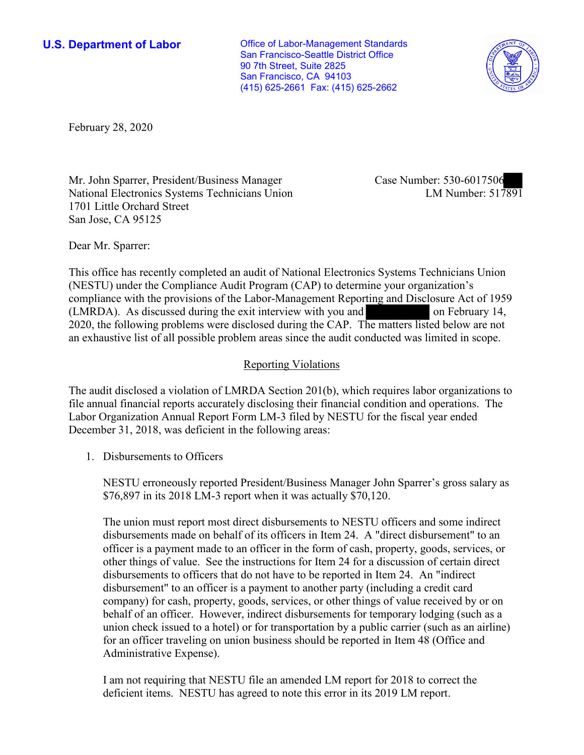**U.S. Department of Labor**

Office of Labor-Management Standards
San Francisco-Seattle District Office
90 7th Street, Suite 2825
San Francisco, CA 94103
(415) 625-2661 Fax: (415) 625-2662

February 28, 2020

Mr. John Sparrer, President/Business Manager
National Electronics Systems Technicians Union
1701 Little Orchard Street
San Jose, CA 95125

Case Number: 530-6017506
LM Number: 517891

Dear Mr. Sparrer:

This office has recently completed an audit of National Electronics Systems Technicians Union (NESTU) under the Compliance Audit Program (CAP) to determine your organization's compliance with the provisions of the Labor-Management Reporting and Disclosure Act of 1959 (LMRDA). As discussed during the exit interview with you and on February 14, 2020, the following problems were disclosed during the CAP. The matters listed below are not an exhaustive list of all possible problem areas since the audit conducted was limited in scope.

## Reporting Violations

The audit disclosed a violation of LMRDA Section 201(b), which requires labor organizations to file annual financial reports accurately disclosing their financial condition and operations. The Labor Organization Annual Report Form LM-3 filed by NESTU for the fiscal year ended December 31, 2018, was deficient in the following areas:

1. Disbursements to Officers

   NESTU erroneously reported President/Business Manager John Sparrer's gross salary as $76,897 in its 2018 LM-3 report when it was actually $70,120.

   The union must report most direct disbursements to NESTU officers and some indirect disbursements made on behalf of its officers in Item 24. A "direct disbursement" to an officer is a payment made to an officer in the form of cash, property, goods, services, or other things of value. See the instructions for Item 24 for a discussion of certain direct disbursements to officers that do not have to be reported in Item 24. An "indirect disbursement" to an officer is a payment to another party (including a credit card company) for cash, property, goods, services, or other things of value received by or on behalf of an officer. However, indirect disbursements for temporary lodging (such as a union check issued to a hotel) or for transportation by a public carrier (such as an airline) for an officer traveling on union business should be reported in Item 48 (Office and Administrative Expense).

   I am not requiring that NESTU file an amended LM report for 2018 to correct the deficient items. NESTU has agreed to note this error in its 2019 LM report.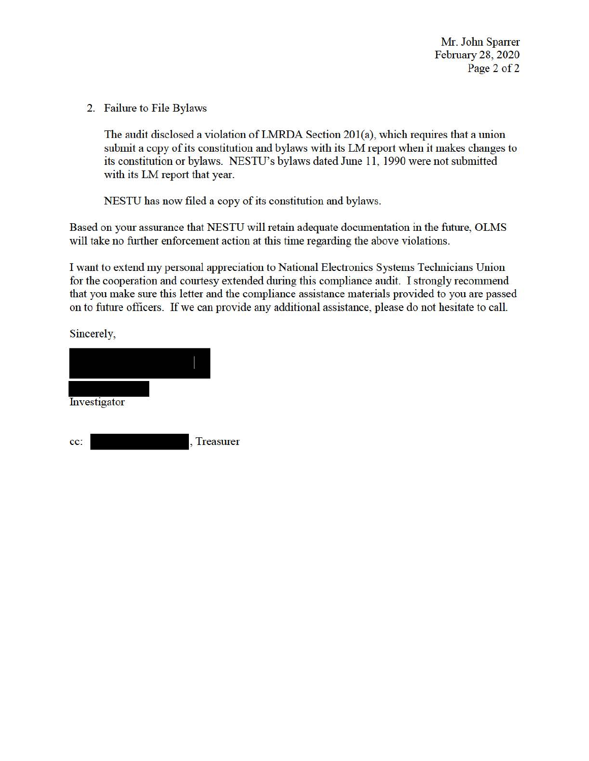2. Failure to File Bylaws

   The audit disclosed a violation of LMRDA Section 201(a), which requires that a union submit a copy of its constitution and bylaws with its LM report when it makes changes to its constitution or bylaws. NESTU's bylaws dated June 11, 1990 were not submitted with its LM report that year.

   NESTU has now filed a copy of its constitution and bylaws.

Based on your assurance that NESTU will retain adequate documentation in the future, OLMS will take no further enforcement action at this time regarding the above violations.

I want to extend my personal appreciation to National Electronics Systems Technicians Union for the cooperation and courtesy extended during this compliance audit. I strongly recommend that you make sure this letter and the compliance assistance materials provided to you are passed on to future officers. If we can provide any additional assistance, please do not hesitate to call.

Sincerely,

[REDACTED]

[REDACTED]

Investigator

cc: [REDACTED], Treasurer